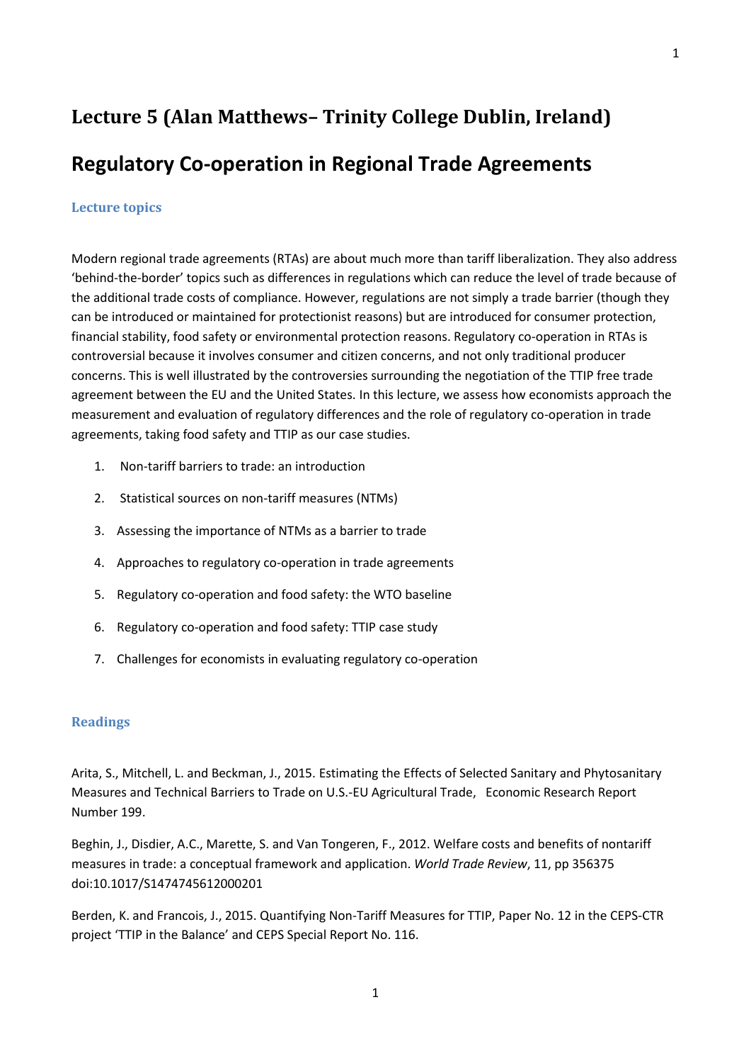# Lecture 5 (Alan Matthews– Trinity College Dublin, Ireland)

# Regulatory Co-operation in Regional Trade Agreements

## Lecture topics

Modern regional trade agreements (RTAs) are about much more than tariff liberalization. They also address 'behind-the-border' topics such as differences in regulations which can reduce the level of trade because of the additional trade costs of compliance. However, regulations are not simply a trade barrier (though they can be introduced or maintained for protectionist reasons) but are introduced for consumer protection, financial stability, food safety or environmental protection reasons. Regulatory co-operation in RTAs is controversial because it involves consumer and citizen concerns, and not only traditional producer concerns. This is well illustrated by the controversies surrounding the negotiation of the TTIP free trade agreement between the EU and the United States. In this lecture, we assess how economists approach the measurement and evaluation of regulatory differences and the role of regulatory co-operation in trade agreements, taking food safety and TTIP as our case studies.

1. Non-tariff barriers to trade: an introduction
2. Statistical sources on non-tariff measures (NTMs)
3. Assessing the importance of NTMs as a barrier to trade
4. Approaches to regulatory co-operation in trade agreements
5. Regulatory co-operation and food safety: the WTO baseline
6. Regulatory co-operation and food safety: TTIP case study
7. Challenges for economists in evaluating regulatory co-operation

## Readings

Arita, S., Mitchell, L. and Beckman, J., 2015. Estimating the Effects of Selected Sanitary and Phytosanitary Measures and Technical Barriers to Trade on U.S.-EU Agricultural Trade, Economic Research Report Number 199.

Beghin, J., Disdier, A.C., Marette, S. and Van Tongeren, F., 2012. Welfare costs and benefits of nontariff measures in trade: a conceptual framework and application. *World Trade Review*, 11, pp 356375 doi:10.1017/S1474745612000201

Berden, K. and Francois, J., 2015. Quantifying Non-Tariff Measures for TTIP, Paper No. 12 in the CEPS-CTR project 'TTIP in the Balance' and CEPS Special Report No. 116.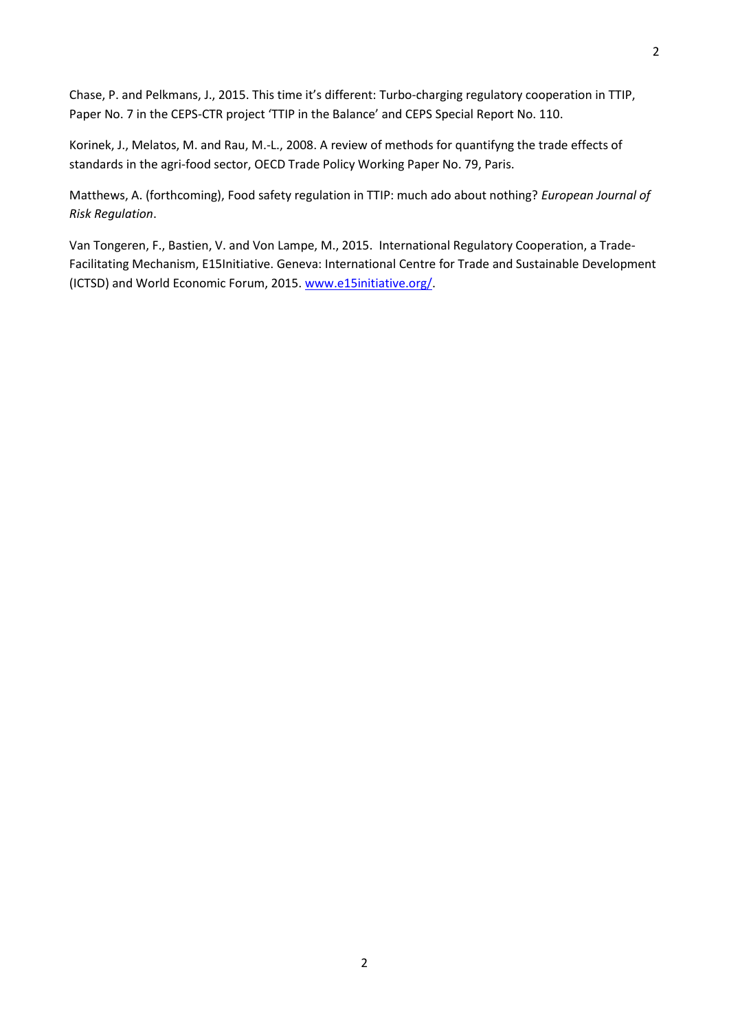Chase, P. and Pelkmans, J., 2015. This time it's different: Turbo-charging regulatory cooperation in TTIP, Paper No. 7 in the CEPS-CTR project 'TTIP in the Balance' and CEPS Special Report No. 110.

Korinek, J., Melatos, M. and Rau, M.-L., 2008. A review of methods for quantifyng the trade effects of standards in the agri-food sector, OECD Trade Policy Working Paper No. 79, Paris.

Matthews, A. (forthcoming), Food safety regulation in TTIP: much ado about nothing? *European Journal of Risk Regulation*.

Van Tongeren, F., Bastien, V. and Von Lampe, M., 2015. International Regulatory Cooperation, a Trade-Facilitating Mechanism, E15Initiative. Geneva: International Centre for Trade and Sustainable Development (ICTSD) and World Economic Forum, 2015. [www.e15initiative.org/](www.e15initiative.org/).